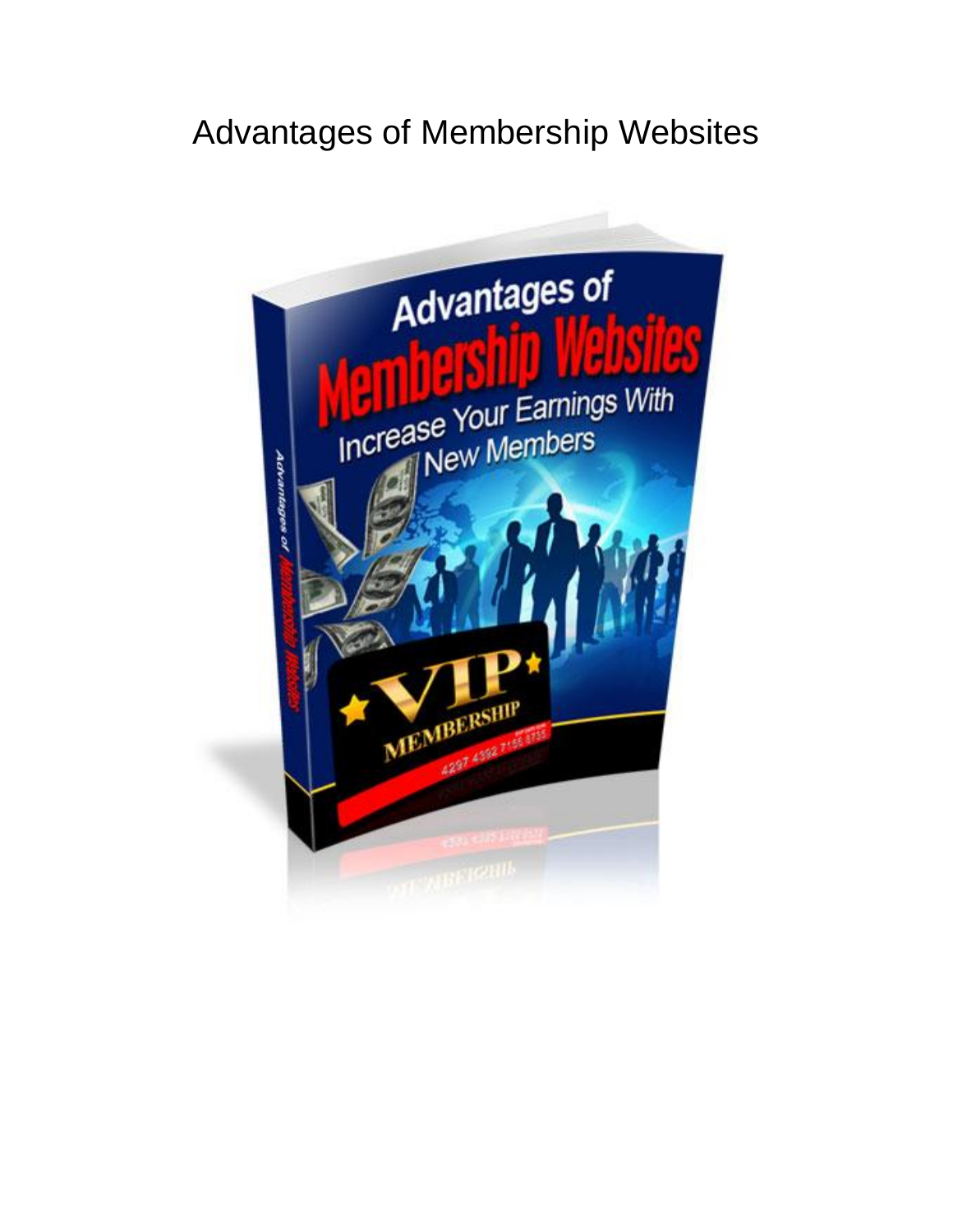# Advantages of Membership Websites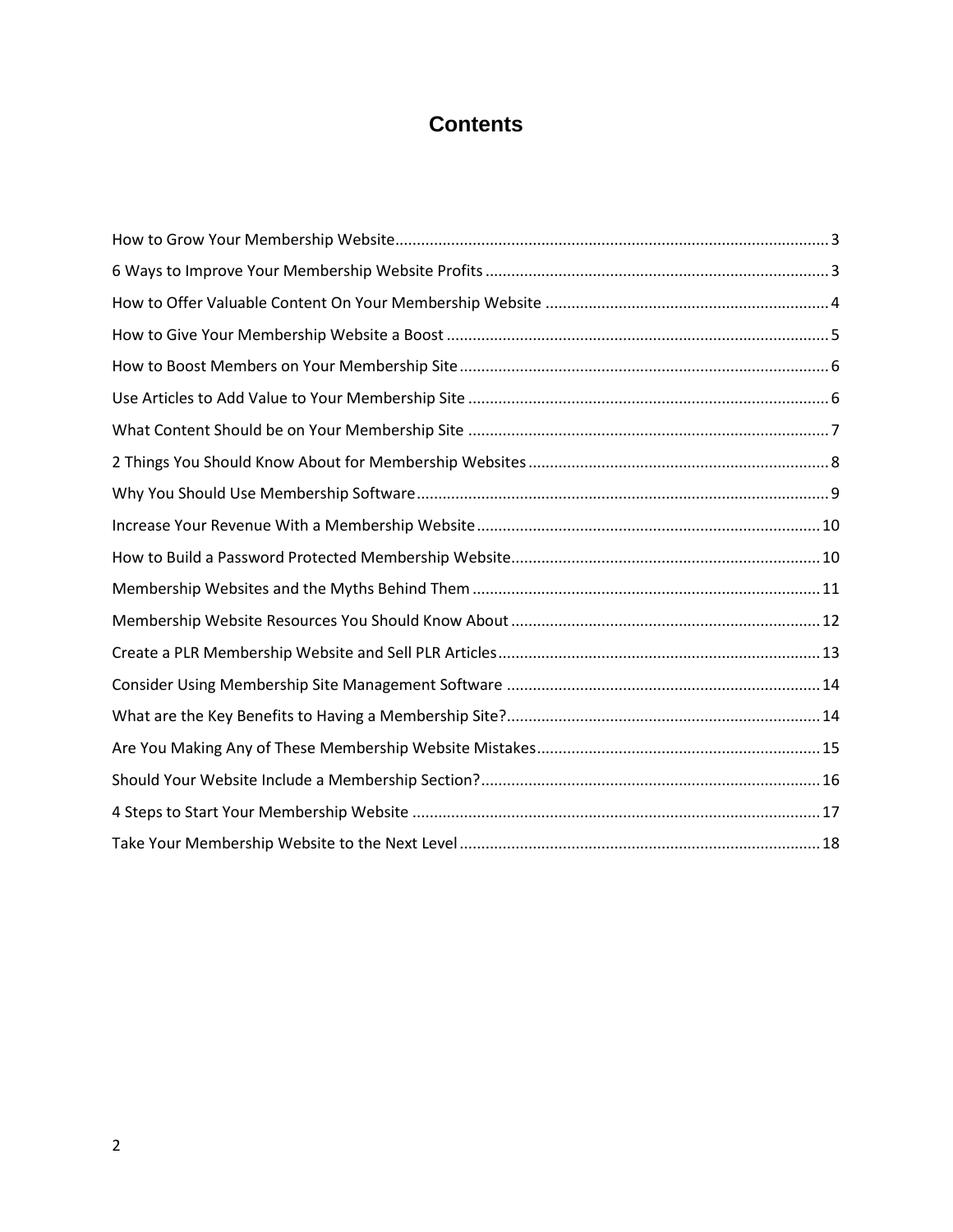# Contents

How to Grow Your Membership Website .......... 3

6 Ways to Improve Your Membership Website Profits .......... 3

How to Offer Valuable Content On Your Membership Website .......... 4

How to Give Your Membership Website a Boost .......... 5

How to Boost Members on Your Membership Site .......... 6

Use Articles to Add Value to Your Membership Site .......... 6

What Content Should be on Your Membership Site .......... 7

2 Things You Should Know About for Membership Websites .......... 8

Why You Should Use Membership Software .......... 9

Increase Your Revenue With a Membership Website .......... 10

How to Build a Password Protected Membership Website .......... 10

Membership Websites and the Myths Behind Them .......... 11

Membership Website Resources You Should Know About .......... 12

Create a PLR Membership Website and Sell PLR Articles .......... 13

Consider Using Membership Site Management Software .......... 14

What are the Key Benefits to Having a Membership Site? .......... 14

Are You Making Any of These Membership Website Mistakes .......... 15

Should Your Website Include a Membership Section? .......... 16

4 Steps to Start Your Membership Website .......... 17

Take Your Membership Website to the Next Level .......... 18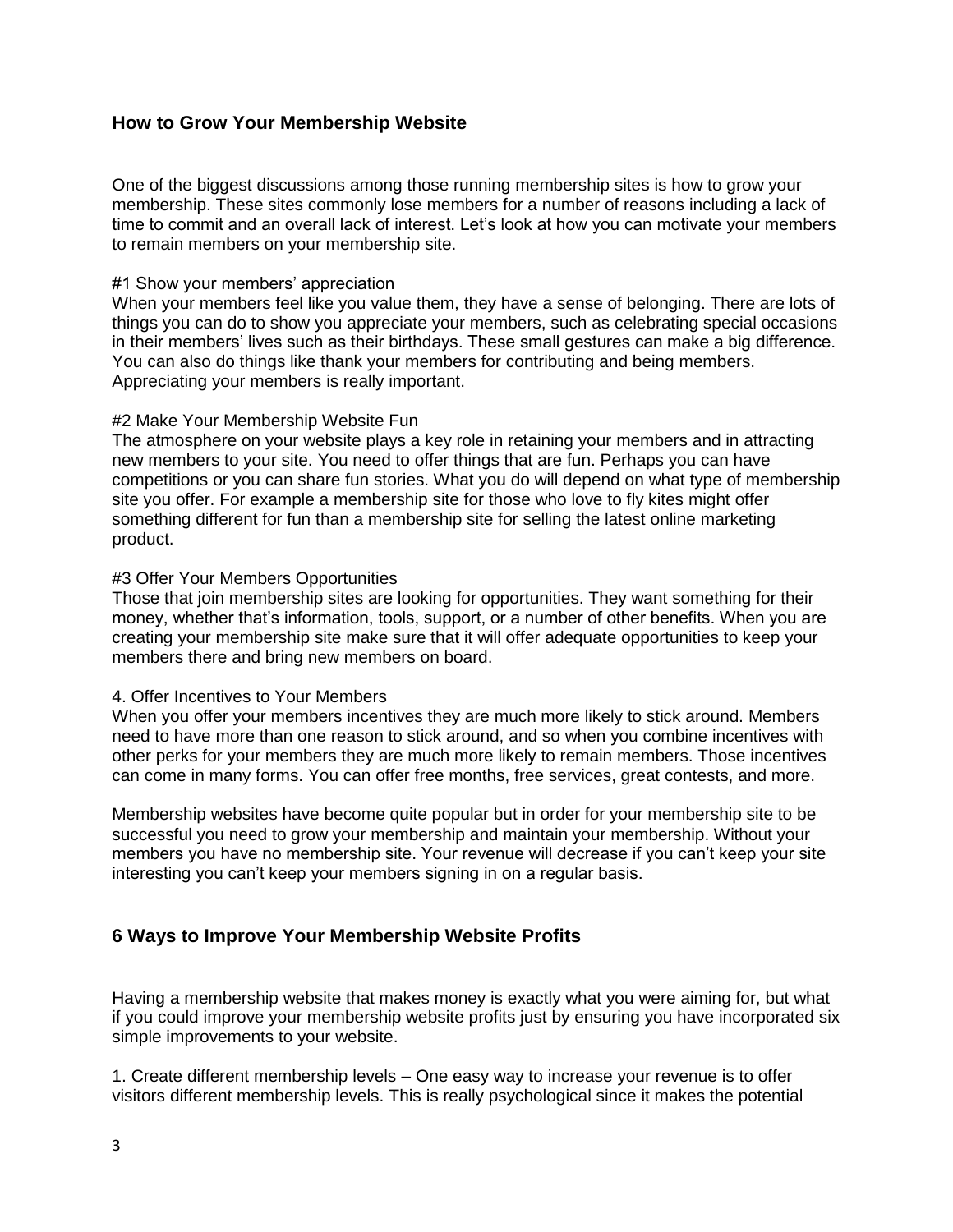## How to Grow Your Membership Website

One of the biggest discussions among those running membership sites is how to grow your membership. These sites commonly lose members for a number of reasons including a lack of time to commit and an overall lack of interest. Let's look at how you can motivate your members to remain members on your membership site.

#1 Show your members' appreciation
When your members feel like you value them, they have a sense of belonging. There are lots of things you can do to show you appreciate your members, such as celebrating special occasions in their members' lives such as their birthdays. These small gestures can make a big difference. You can also do things like thank your members for contributing and being members. Appreciating your members is really important.

#2 Make Your Membership Website Fun
The atmosphere on your website plays a key role in retaining your members and in attracting new members to your site. You need to offer things that are fun. Perhaps you can have competitions or you can share fun stories. What you do will depend on what type of membership site you offer. For example a membership site for those who love to fly kites might offer something different for fun than a membership site for selling the latest online marketing product.

#3 Offer Your Members Opportunities
Those that join membership sites are looking for opportunities. They want something for their money, whether that's information, tools, support, or a number of other benefits. When you are creating your membership site make sure that it will offer adequate opportunities to keep your members there and bring new members on board.

4. Offer Incentives to Your Members
When you offer your members incentives they are much more likely to stick around. Members need to have more than one reason to stick around, and so when you combine incentives with other perks for your members they are much more likely to remain members. Those incentives can come in many forms. You can offer free months, free services, great contests, and more.

Membership websites have become quite popular but in order for your membership site to be successful you need to grow your membership and maintain your membership. Without your members you have no membership site. Your revenue will decrease if you can't keep your site interesting you can't keep your members signing in on a regular basis.

## 6 Ways to Improve Your Membership Website Profits

Having a membership website that makes money is exactly what you were aiming for, but what if you could improve your membership website profits just by ensuring you have incorporated six simple improvements to your website.

1. Create different membership levels – One easy way to increase your revenue is to offer visitors different membership levels. This is really psychological since it makes the potential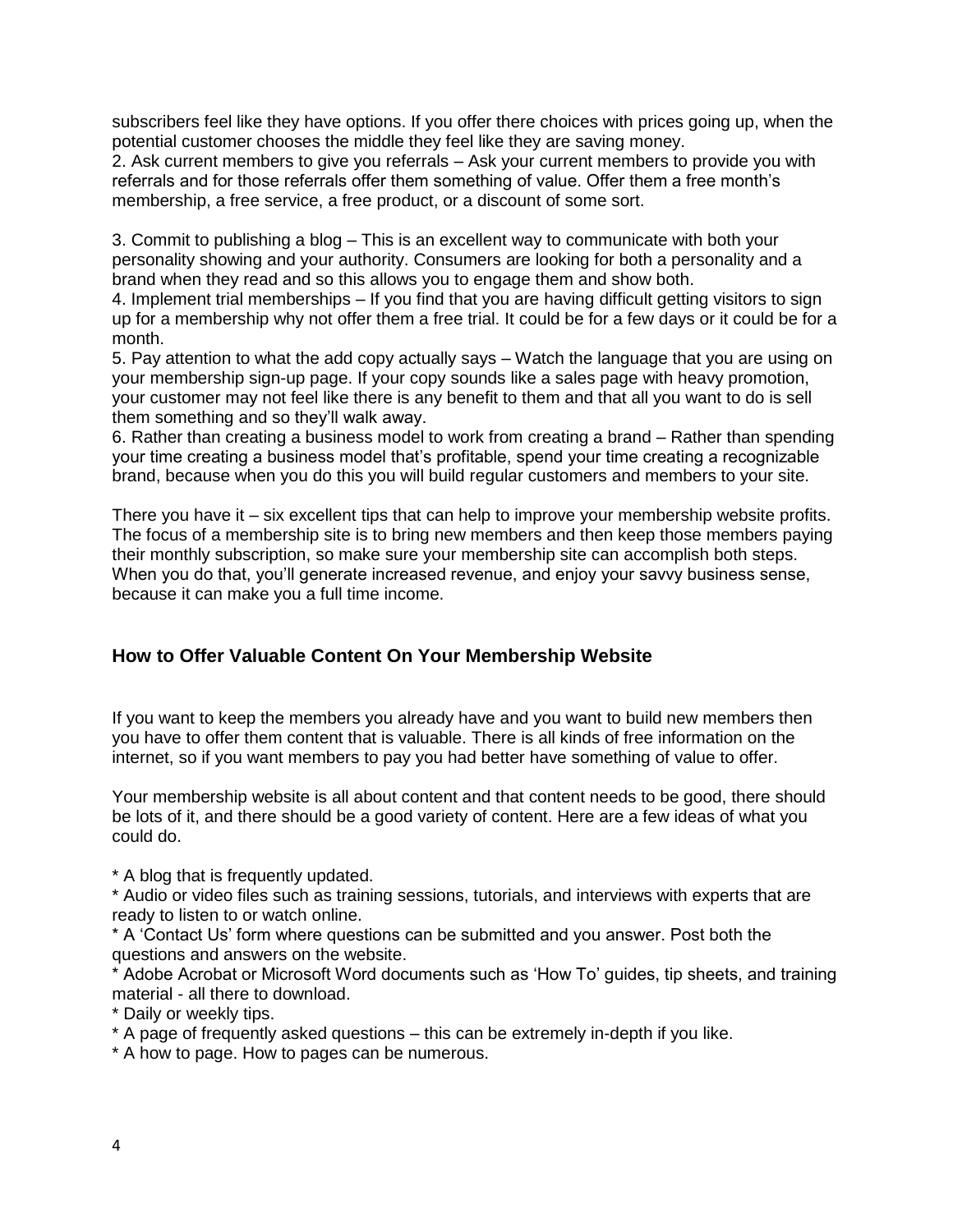subscribers feel like they have options. If you offer there choices with prices going up, when the potential customer chooses the middle they feel like they are saving money.

2. Ask current members to give you referrals – Ask your current members to provide you with referrals and for those referrals offer them something of value. Offer them a free month's membership, a free service, a free product, or a discount of some sort.

3. Commit to publishing a blog – This is an excellent way to communicate with both your personality showing and your authority. Consumers are looking for both a personality and a brand when they read and so this allows you to engage them and show both.

4. Implement trial memberships – If you find that you are having difficult getting visitors to sign up for a membership why not offer them a free trial. It could be for a few days or it could be for a month.

5. Pay attention to what the add copy actually says – Watch the language that you are using on your membership sign-up page. If your copy sounds like a sales page with heavy promotion, your customer may not feel like there is any benefit to them and that all you want to do is sell them something and so they'll walk away.

6. Rather than creating a business model to work from creating a brand – Rather than spending your time creating a business model that's profitable, spend your time creating a recognizable brand, because when you do this you will build regular customers and members to your site.

There you have it – six excellent tips that can help to improve your membership website profits. The focus of a membership site is to bring new members and then keep those members paying their monthly subscription, so make sure your membership site can accomplish both steps. When you do that, you'll generate increased revenue, and enjoy your savvy business sense, because it can make you a full time income.

## How to Offer Valuable Content On Your Membership Website

If you want to keep the members you already have and you want to build new members then you have to offer them content that is valuable. There is all kinds of free information on the internet, so if you want members to pay you had better have something of value to offer.

Your membership website is all about content and that content needs to be good, there should be lots of it, and there should be a good variety of content. Here are a few ideas of what you could do.

* A blog that is frequently updated.
* Audio or video files such as training sessions, tutorials, and interviews with experts that are ready to listen to or watch online.
* A 'Contact Us' form where questions can be submitted and you answer. Post both the questions and answers on the website.
* Adobe Acrobat or Microsoft Word documents such as 'How To' guides, tip sheets, and training material - all there to download.
* Daily or weekly tips.
* A page of frequently asked questions – this can be extremely in-depth if you like.
* A how to page. How to pages can be numerous.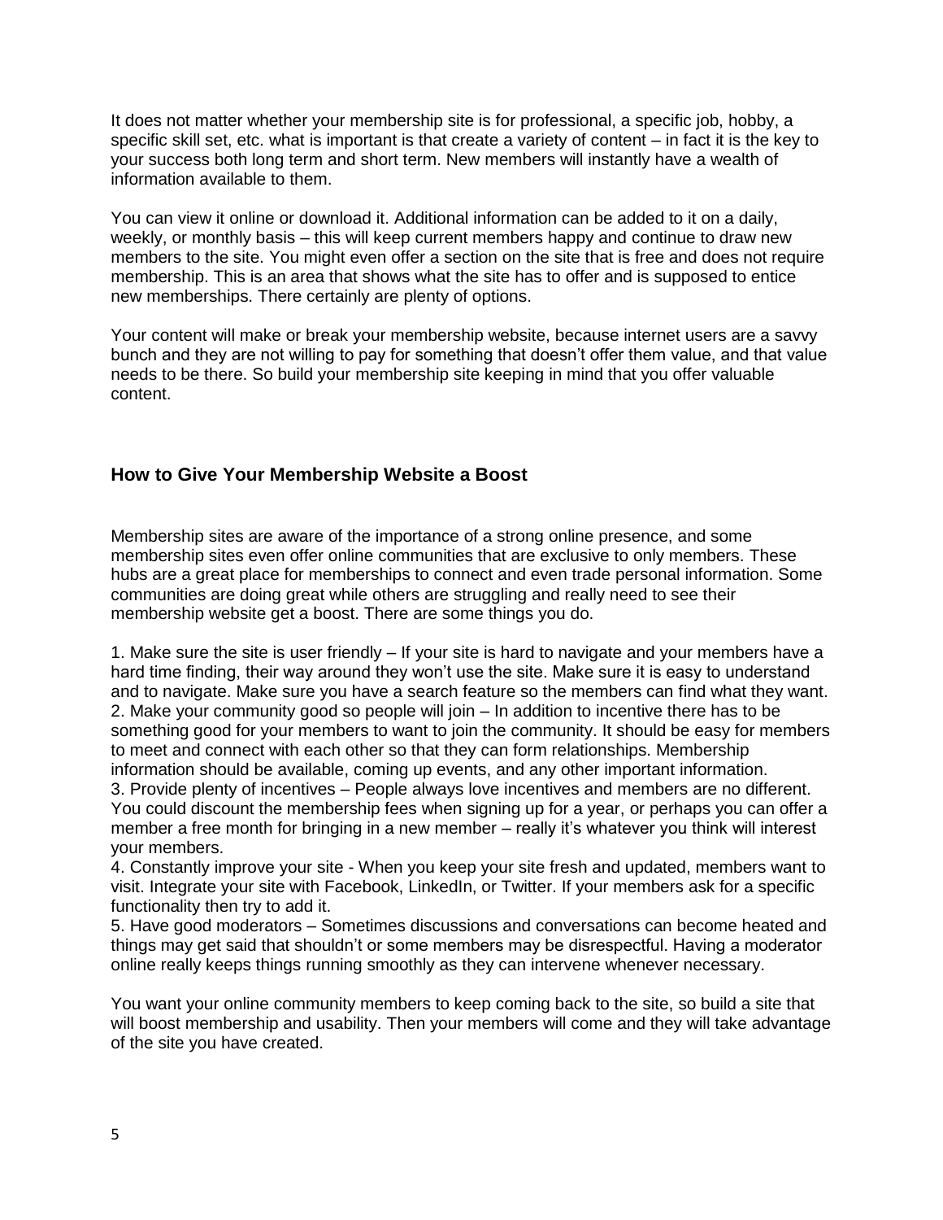It does not matter whether your membership site is for professional, a specific job, hobby, a specific skill set, etc. what is important is that create a variety of content – in fact it is the key to your success both long term and short term. New members will instantly have a wealth of information available to them.

You can view it online or download it. Additional information can be added to it on a daily, weekly, or monthly basis – this will keep current members happy and continue to draw new members to the site. You might even offer a section on the site that is free and does not require membership. This is an area that shows what the site has to offer and is supposed to entice new memberships. There certainly are plenty of options.

Your content will make or break your membership website, because internet users are a savvy bunch and they are not willing to pay for something that doesn't offer them value, and that value needs to be there. So build your membership site keeping in mind that you offer valuable content.

## How to Give Your Membership Website a Boost

Membership sites are aware of the importance of a strong online presence, and some membership sites even offer online communities that are exclusive to only members. These hubs are a great place for memberships to connect and even trade personal information. Some communities are doing great while others are struggling and really need to see their membership website get a boost. There are some things you do.

1. Make sure the site is user friendly – If your site is hard to navigate and your members have a hard time finding, their way around they won't use the site. Make sure it is easy to understand and to navigate. Make sure you have a search feature so the members can find what they want.
2. Make your community good so people will join – In addition to incentive there has to be something good for your members to want to join the community. It should be easy for members to meet and connect with each other so that they can form relationships. Membership information should be available, coming up events, and any other important information.
3. Provide plenty of incentives – People always love incentives and members are no different. You could discount the membership fees when signing up for a year, or perhaps you can offer a member a free month for bringing in a new member – really it's whatever you think will interest your members.
4. Constantly improve your site - When you keep your site fresh and updated, members want to visit. Integrate your site with Facebook, LinkedIn, or Twitter. If your members ask for a specific functionality then try to add it.
5. Have good moderators – Sometimes discussions and conversations can become heated and things may get said that shouldn't or some members may be disrespectful. Having a moderator online really keeps things running smoothly as they can intervene whenever necessary.

You want your online community members to keep coming back to the site, so build a site that will boost membership and usability. Then your members will come and they will take advantage of the site you have created.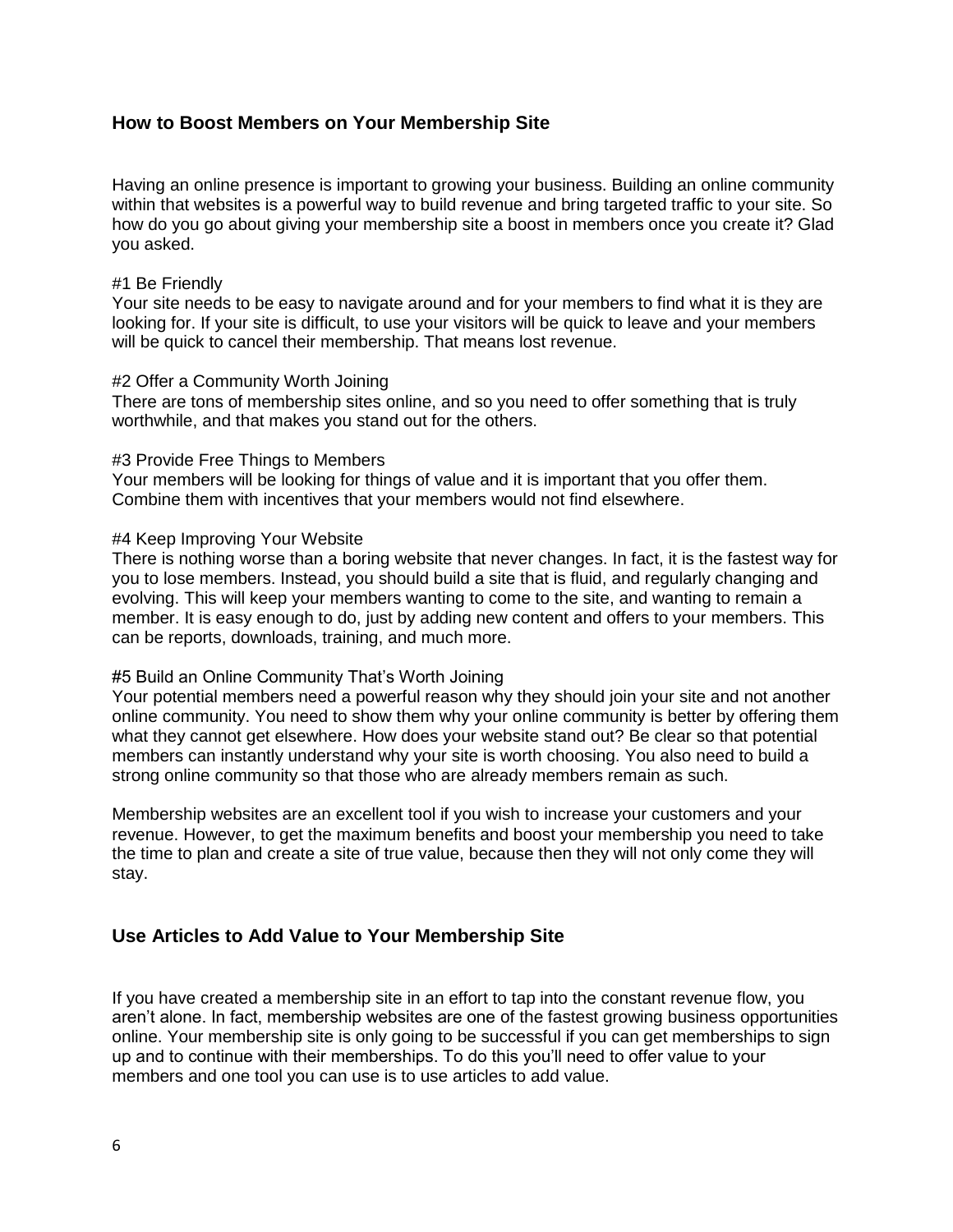## How to Boost Members on Your Membership Site

Having an online presence is important to growing your business. Building an online community within that websites is a powerful way to build revenue and bring targeted traffic to your site. So how do you go about giving your membership site a boost in members once you create it? Glad you asked.

#1 Be Friendly
Your site needs to be easy to navigate around and for your members to find what it is they are looking for. If your site is difficult, to use your visitors will be quick to leave and your members will be quick to cancel their membership. That means lost revenue.

#2 Offer a Community Worth Joining
There are tons of membership sites online, and so you need to offer something that is truly worthwhile, and that makes you stand out for the others.

#3 Provide Free Things to Members
Your members will be looking for things of value and it is important that you offer them. Combine them with incentives that your members would not find elsewhere.

#4 Keep Improving Your Website
There is nothing worse than a boring website that never changes. In fact, it is the fastest way for you to lose members. Instead, you should build a site that is fluid, and regularly changing and evolving. This will keep your members wanting to come to the site, and wanting to remain a member. It is easy enough to do, just by adding new content and offers to your members. This can be reports, downloads, training, and much more.

#5 Build an Online Community That's Worth Joining
Your potential members need a powerful reason why they should join your site and not another online community. You need to show them why your online community is better by offering them what they cannot get elsewhere. How does your website stand out? Be clear so that potential members can instantly understand why your site is worth choosing. You also need to build a strong online community so that those who are already members remain as such.

Membership websites are an excellent tool if you wish to increase your customers and your revenue. However, to get the maximum benefits and boost your membership you need to take the time to plan and create a site of true value, because then they will not only come they will stay.

## Use Articles to Add Value to Your Membership Site

If you have created a membership site in an effort to tap into the constant revenue flow, you aren't alone. In fact, membership websites are one of the fastest growing business opportunities online. Your membership site is only going to be successful if you can get memberships to sign up and to continue with their memberships. To do this you'll need to offer value to your members and one tool you can use is to use articles to add value.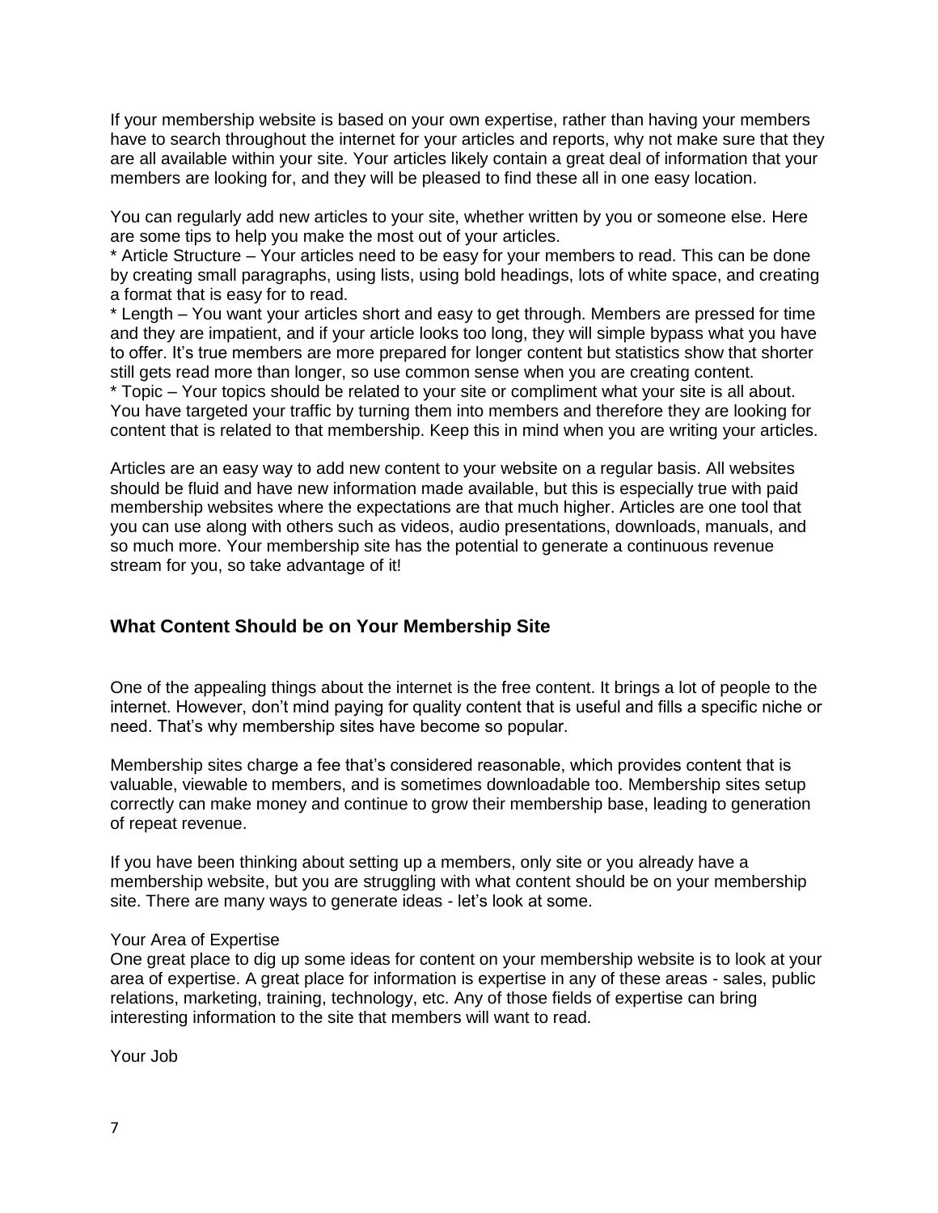If your membership website is based on your own expertise, rather than having your members have to search throughout the internet for your articles and reports, why not make sure that they are all available within your site. Your articles likely contain a great deal of information that your members are looking for, and they will be pleased to find these all in one easy location.

You can regularly add new articles to your site, whether written by you or someone else. Here are some tips to help you make the most out of your articles.

* Article Structure – Your articles need to be easy for your members to read. This can be done by creating small paragraphs, using lists, using bold headings, lots of white space, and creating a format that is easy for to read.
* Length – You want your articles short and easy to get through. Members are pressed for time and they are impatient, and if your article looks too long, they will simple bypass what you have to offer. It's true members are more prepared for longer content but statistics show that shorter still gets read more than longer, so use common sense when you are creating content.
* Topic – Your topics should be related to your site or compliment what your site is all about. You have targeted your traffic by turning them into members and therefore they are looking for content that is related to that membership. Keep this in mind when you are writing your articles.

Articles are an easy way to add new content to your website on a regular basis. All websites should be fluid and have new information made available, but this is especially true with paid membership websites where the expectations are that much higher. Articles are one tool that you can use along with others such as videos, audio presentations, downloads, manuals, and so much more. Your membership site has the potential to generate a continuous revenue stream for you, so take advantage of it!

## What Content Should be on Your Membership Site

One of the appealing things about the internet is the free content. It brings a lot of people to the internet. However, don't mind paying for quality content that is useful and fills a specific niche or need. That's why membership sites have become so popular.

Membership sites charge a fee that's considered reasonable, which provides content that is valuable, viewable to members, and is sometimes downloadable too. Membership sites setup correctly can make money and continue to grow their membership base, leading to generation of repeat revenue.

If you have been thinking about setting up a members, only site or you already have a membership website, but you are struggling with what content should be on your membership site. There are many ways to generate ideas - let's look at some.

Your Area of Expertise

One great place to dig up some ideas for content on your membership website is to look at your area of expertise. A great place for information is expertise in any of these areas - sales, public relations, marketing, training, technology, etc. Any of those fields of expertise can bring interesting information to the site that members will want to read.

Your Job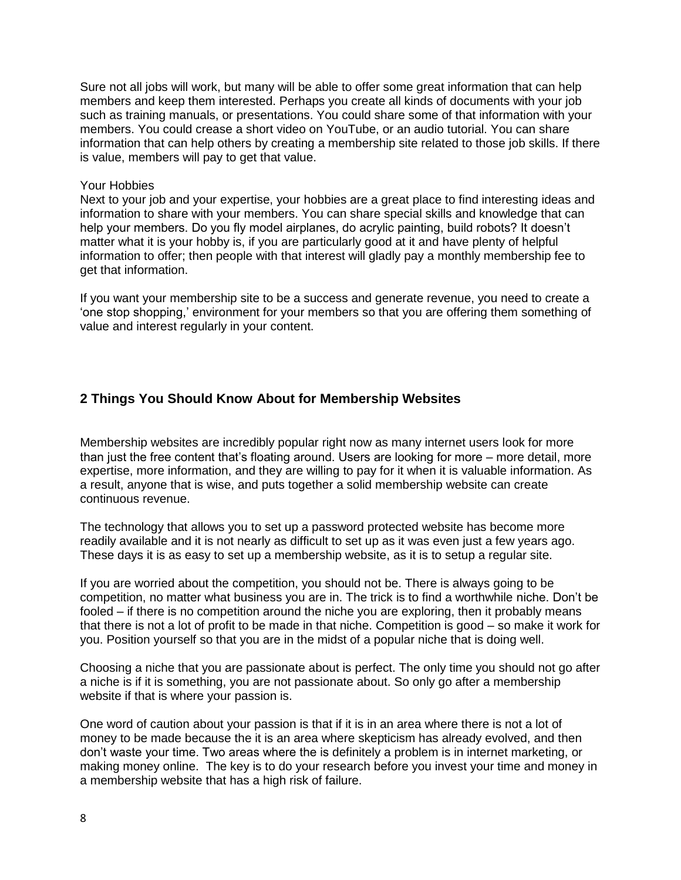Sure not all jobs will work, but many will be able to offer some great information that can help members and keep them interested. Perhaps you create all kinds of documents with your job such as training manuals, or presentations. You could share some of that information with your members. You could crease a short video on YouTube, or an audio tutorial. You can share information that can help others by creating a membership site related to those job skills. If there is value, members will pay to get that value.

Your Hobbies

Next to your job and your expertise, your hobbies are a great place to find interesting ideas and information to share with your members. You can share special skills and knowledge that can help your members. Do you fly model airplanes, do acrylic painting, build robots? It doesn't matter what it is your hobby is, if you are particularly good at it and have plenty of helpful information to offer; then people with that interest will gladly pay a monthly membership fee to get that information.

If you want your membership site to be a success and generate revenue, you need to create a 'one stop shopping,' environment for your members so that you are offering them something of value and interest regularly in your content.

## 2 Things You Should Know About for Membership Websites

Membership websites are incredibly popular right now as many internet users look for more than just the free content that's floating around. Users are looking for more – more detail, more expertise, more information, and they are willing to pay for it when it is valuable information. As a result, anyone that is wise, and puts together a solid membership website can create continuous revenue.

The technology that allows you to set up a password protected website has become more readily available and it is not nearly as difficult to set up as it was even just a few years ago. These days it is as easy to set up a membership website, as it is to setup a regular site.

If you are worried about the competition, you should not be. There is always going to be competition, no matter what business you are in. The trick is to find a worthwhile niche. Don't be fooled – if there is no competition around the niche you are exploring, then it probably means that there is not a lot of profit to be made in that niche. Competition is good – so make it work for you. Position yourself so that you are in the midst of a popular niche that is doing well.

Choosing a niche that you are passionate about is perfect. The only time you should not go after a niche is if it is something, you are not passionate about. So only go after a membership website if that is where your passion is.

One word of caution about your passion is that if it is in an area where there is not a lot of money to be made because the it is an area where skepticism has already evolved, and then don't waste your time. Two areas where the is definitely a problem is in internet marketing, or making money online. The key is to do your research before you invest your time and money in a membership website that has a high risk of failure.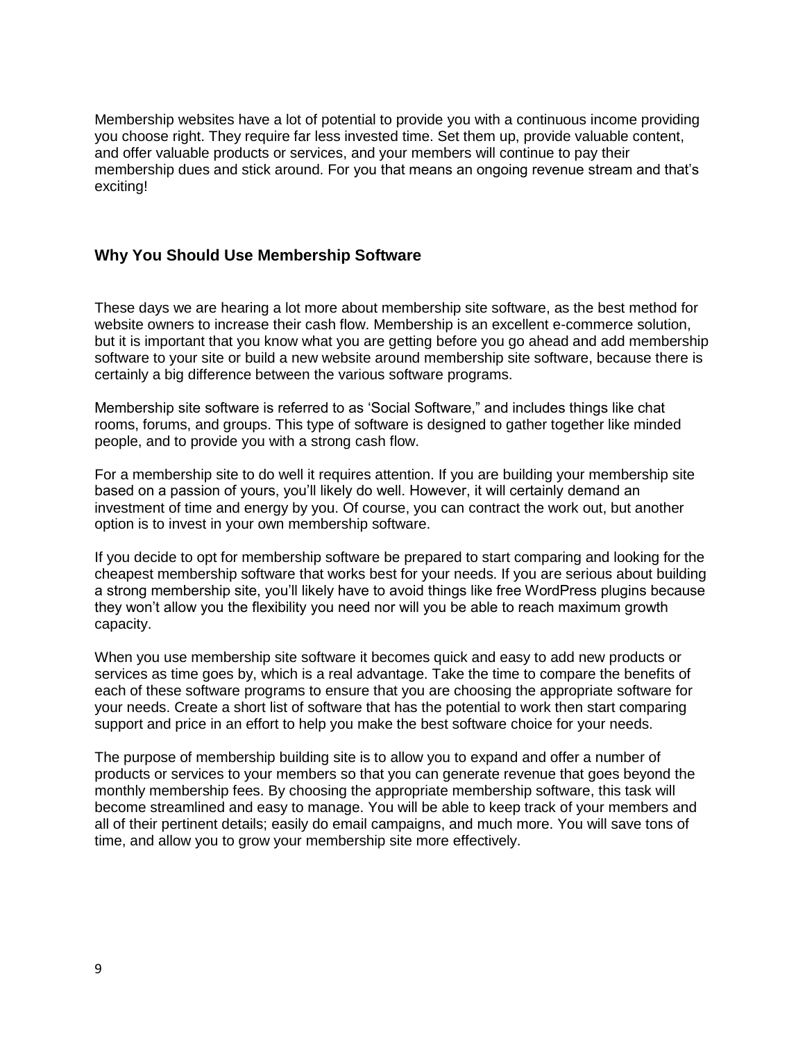Membership websites have a lot of potential to provide you with a continuous income providing you choose right. They require far less invested time. Set them up, provide valuable content, and offer valuable products or services, and your members will continue to pay their membership dues and stick around. For you that means an ongoing revenue stream and that's exciting!

## Why You Should Use Membership Software

These days we are hearing a lot more about membership site software, as the best method for website owners to increase their cash flow. Membership is an excellent e-commerce solution, but it is important that you know what you are getting before you go ahead and add membership software to your site or build a new website around membership site software, because there is certainly a big difference between the various software programs.

Membership site software is referred to as 'Social Software," and includes things like chat rooms, forums, and groups. This type of software is designed to gather together like minded people, and to provide you with a strong cash flow.

For a membership site to do well it requires attention. If you are building your membership site based on a passion of yours, you'll likely do well. However, it will certainly demand an investment of time and energy by you. Of course, you can contract the work out, but another option is to invest in your own membership software.

If you decide to opt for membership software be prepared to start comparing and looking for the cheapest membership software that works best for your needs. If you are serious about building a strong membership site, you'll likely have to avoid things like free WordPress plugins because they won't allow you the flexibility you need nor will you be able to reach maximum growth capacity.

When you use membership site software it becomes quick and easy to add new products or services as time goes by, which is a real advantage. Take the time to compare the benefits of each of these software programs to ensure that you are choosing the appropriate software for your needs. Create a short list of software that has the potential to work then start comparing support and price in an effort to help you make the best software choice for your needs.

The purpose of membership building site is to allow you to expand and offer a number of products or services to your members so that you can generate revenue that goes beyond the monthly membership fees. By choosing the appropriate membership software, this task will become streamlined and easy to manage. You will be able to keep track of your members and all of their pertinent details; easily do email campaigns, and much more. You will save tons of time, and allow you to grow your membership site more effectively.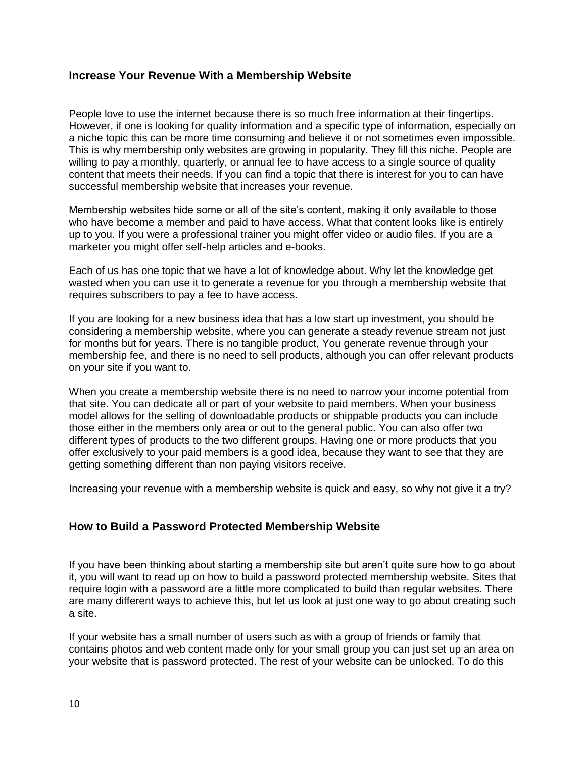## Increase Your Revenue With a Membership Website

People love to use the internet because there is so much free information at their fingertips. However, if one is looking for quality information and a specific type of information, especially on a niche topic this can be more time consuming and believe it or not sometimes even impossible. This is why membership only websites are growing in popularity. They fill this niche. People are willing to pay a monthly, quarterly, or annual fee to have access to a single source of quality content that meets their needs. If you can find a topic that there is interest for you to can have successful membership website that increases your revenue.

Membership websites hide some or all of the site's content, making it only available to those who have become a member and paid to have access. What that content looks like is entirely up to you. If you were a professional trainer you might offer video or audio files. If you are a marketer you might offer self-help articles and e-books.

Each of us has one topic that we have a lot of knowledge about. Why let the knowledge get wasted when you can use it to generate a revenue for you through a membership website that requires subscribers to pay a fee to have access.

If you are looking for a new business idea that has a low start up investment, you should be considering a membership website, where you can generate a steady revenue stream not just for months but for years. There is no tangible product, You generate revenue through your membership fee, and there is no need to sell products, although you can offer relevant products on your site if you want to.

When you create a membership website there is no need to narrow your income potential from that site. You can dedicate all or part of your website to paid members. When your business model allows for the selling of downloadable products or shippable products you can include those either in the members only area or out to the general public. You can also offer two different types of products to the two different groups. Having one or more products that you offer exclusively to your paid members is a good idea, because they want to see that they are getting something different than non paying visitors receive.

Increasing your revenue with a membership website is quick and easy, so why not give it a try?

## How to Build a Password Protected Membership Website

If you have been thinking about starting a membership site but aren't quite sure how to go about it, you will want to read up on how to build a password protected membership website. Sites that require login with a password are a little more complicated to build than regular websites. There are many different ways to achieve this, but let us look at just one way to go about creating such a site.

If your website has a small number of users such as with a group of friends or family that contains photos and web content made only for your small group you can just set up an area on your website that is password protected. The rest of your website can be unlocked. To do this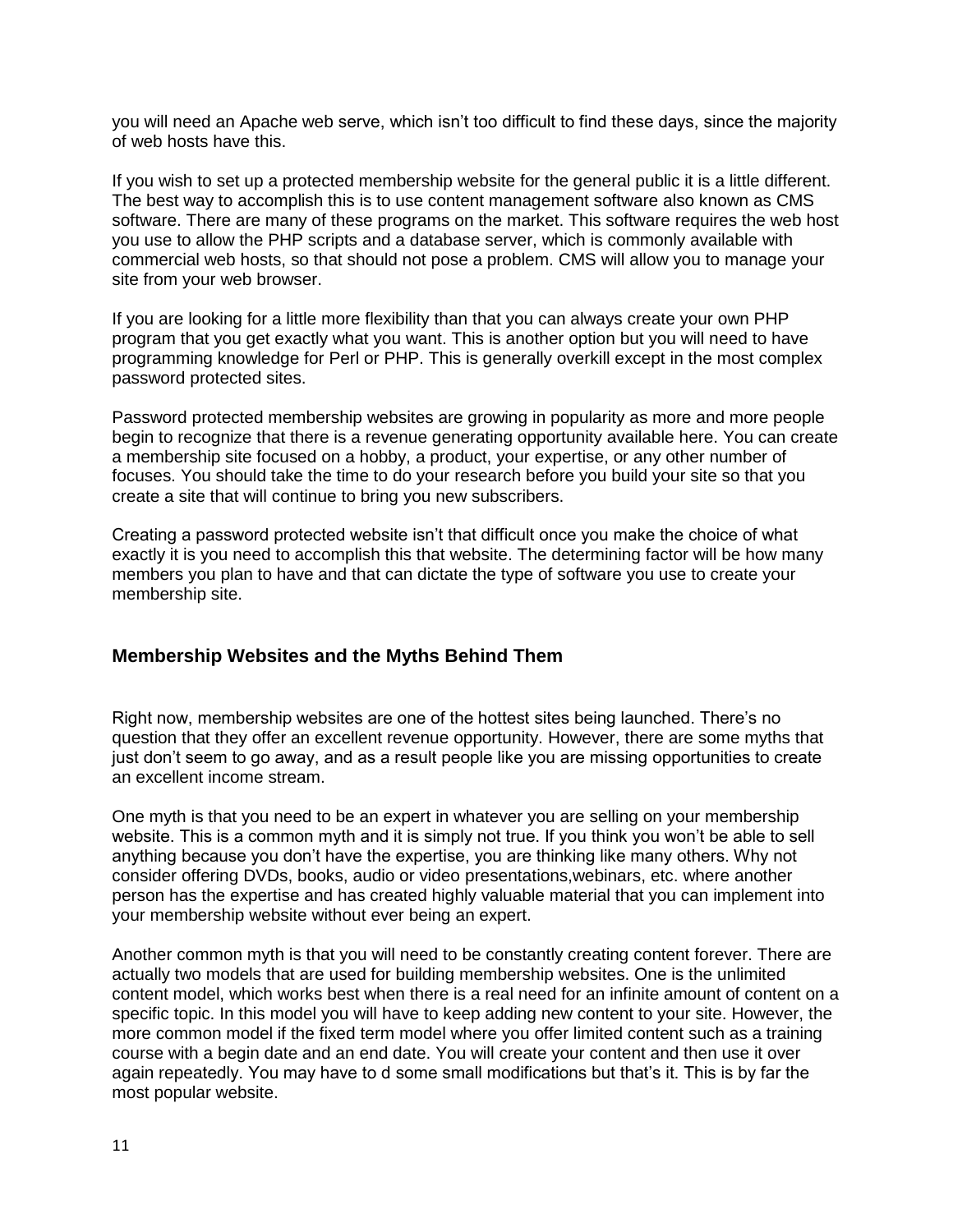you will need an Apache web serve, which isn't too difficult to find these days, since the majority of web hosts have this.

If you wish to set up a protected membership website for the general public it is a little different. The best way to accomplish this is to use content management software also known as CMS software. There are many of these programs on the market. This software requires the web host you use to allow the PHP scripts and a database server, which is commonly available with commercial web hosts, so that should not pose a problem. CMS will allow you to manage your site from your web browser.

If you are looking for a little more flexibility than that you can always create your own PHP program that you get exactly what you want. This is another option but you will need to have programming knowledge for Perl or PHP. This is generally overkill except in the most complex password protected sites.

Password protected membership websites are growing in popularity as more and more people begin to recognize that there is a revenue generating opportunity available here. You can create a membership site focused on a hobby, a product, your expertise, or any other number of focuses. You should take the time to do your research before you build your site so that you create a site that will continue to bring you new subscribers.

Creating a password protected website isn't that difficult once you make the choice of what exactly it is you need to accomplish this that website. The determining factor will be how many members you plan to have and that can dictate the type of software you use to create your membership site.

### Membership Websites and the Myths Behind Them

Right now, membership websites are one of the hottest sites being launched. There's no question that they offer an excellent revenue opportunity. However, there are some myths that just don't seem to go away, and as a result people like you are missing opportunities to create an excellent income stream.

One myth is that you need to be an expert in whatever you are selling on your membership website. This is a common myth and it is simply not true. If you think you won't be able to sell anything because you don't have the expertise, you are thinking like many others. Why not consider offering DVDs, books, audio or video presentations,webinars, etc. where another person has the expertise and has created highly valuable material that you can implement into your membership website without ever being an expert.

Another common myth is that you will need to be constantly creating content forever. There are actually two models that are used for building membership websites. One is the unlimited content model, which works best when there is a real need for an infinite amount of content on a specific topic. In this model you will have to keep adding new content to your site. However, the more common model if the fixed term model where you offer limited content such as a training course with a begin date and an end date. You will create your content and then use it over again repeatedly. You may have to d some small modifications but that's it. This is by far the most popular website.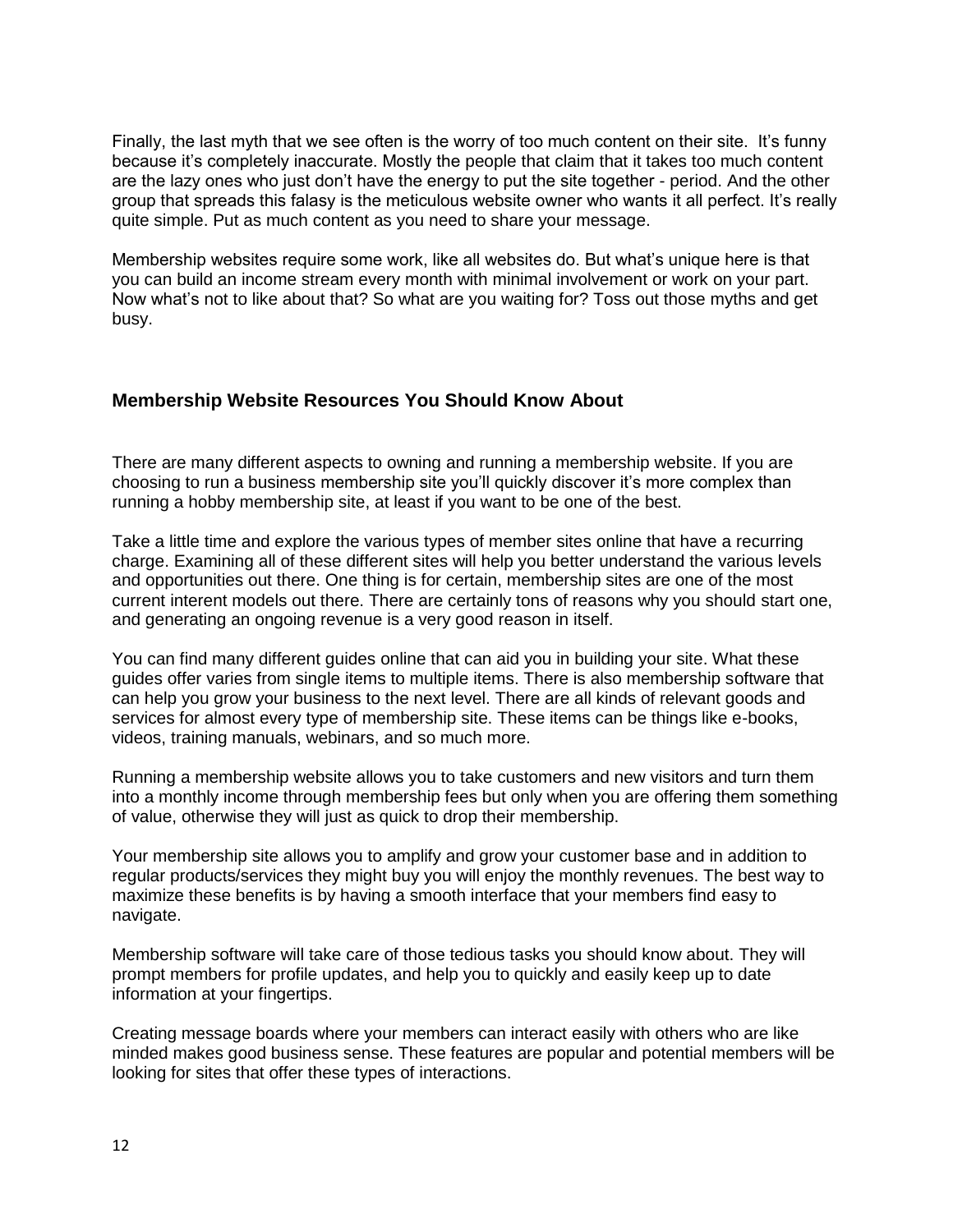Finally, the last myth that we see often is the worry of too much content on their site.  It's funny because it's completely inaccurate. Mostly the people that claim that it takes too much content are the lazy ones who just don't have the energy to put the site together - period. And the other group that spreads this falasy is the meticulous website owner who wants it all perfect. It's really quite simple. Put as much content as you need to share your message.

Membership websites require some work, like all websites do. But what's unique here is that you can build an income stream every month with minimal involvement or work on your part. Now what's not to like about that? So what are you waiting for? Toss out those myths and get busy.

### Membership Website Resources You Should Know About

There are many different aspects to owning and running a membership website. If you are choosing to run a business membership site you'll quickly discover it's more complex than running a hobby membership site, at least if you want to be one of the best.

Take a little time and explore the various types of member sites online that have a recurring charge. Examining all of these different sites will help you better understand the various levels and opportunities out there. One thing is for certain, membership sites are one of the most current interent models out there. There are certainly tons of reasons why you should start one, and generating an ongoing revenue is a very good reason in itself.

You can find many different guides online that can aid you in building your site. What these guides offer varies from single items to multiple items. There is also membership software that can help you grow your business to the next level. There are all kinds of relevant goods and services for almost every type of membership site. These items can be things like e-books, videos, training manuals, webinars, and so much more.

Running a membership website allows you to take customers and new visitors and turn them into a monthly income through membership fees but only when you are offering them something of value, otherwise they will just as quick to drop their membership.

Your membership site allows you to amplify and grow your customer base and in addition to regular products/services they might buy you will enjoy the monthly revenues. The best way to maximize these benefits is by having a smooth interface that your members find easy to navigate.

Membership software will take care of those tedious tasks you should know about. They will prompt members for profile updates, and help you to quickly and easily keep up to date information at your fingertips.

Creating message boards where your members can interact easily with others who are like minded makes good business sense. These features are popular and potential members will be looking for sites that offer these types of interactions.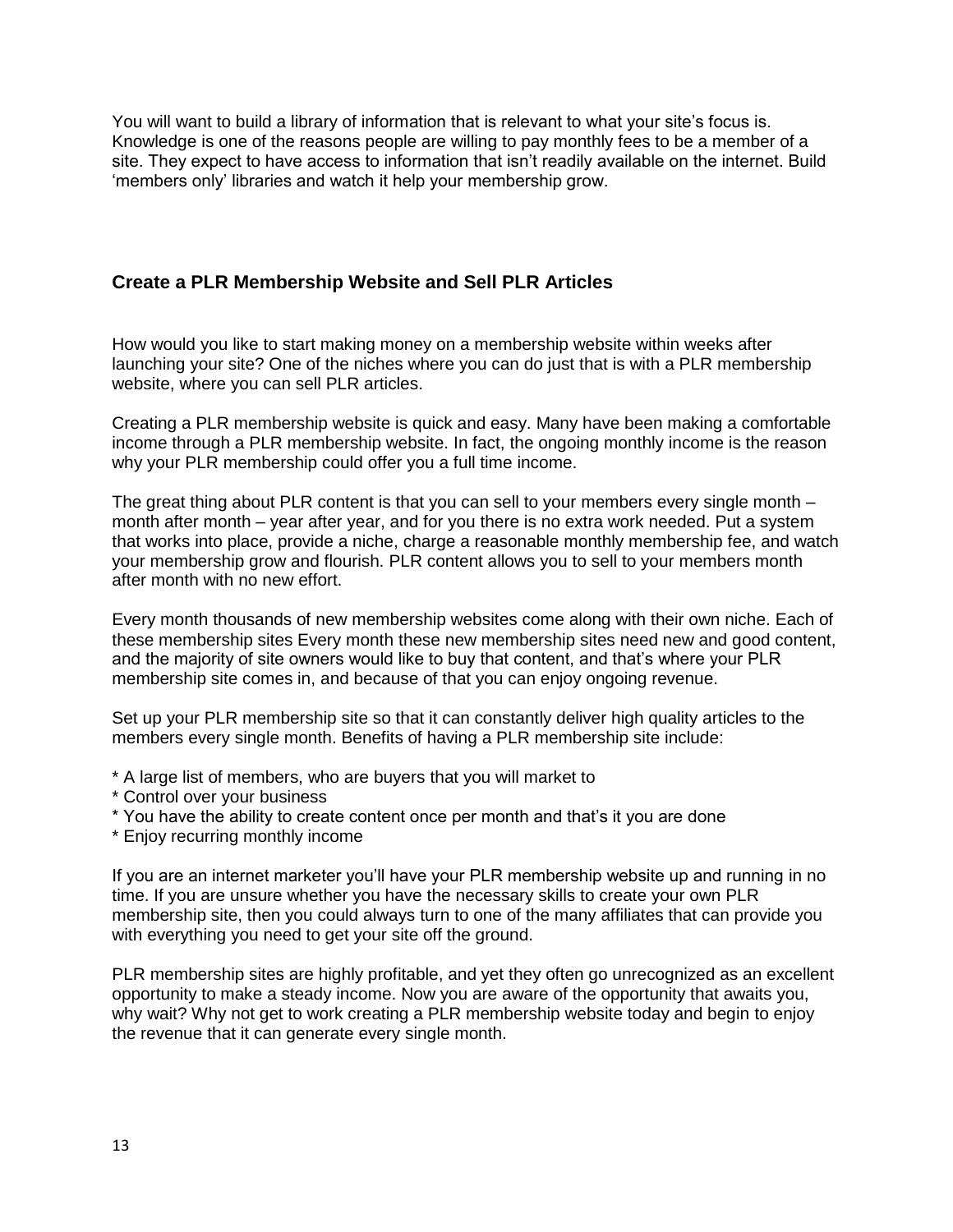You will want to build a library of information that is relevant to what your site's focus is. Knowledge is one of the reasons people are willing to pay monthly fees to be a member of a site. They expect to have access to information that isn't readily available on the internet. Build 'members only' libraries and watch it help your membership grow.

### Create a PLR Membership Website and Sell PLR Articles

How would you like to start making money on a membership website within weeks after launching your site? One of the niches where you can do just that is with a PLR membership website, where you can sell PLR articles.

Creating a PLR membership website is quick and easy. Many have been making a comfortable income through a PLR membership website. In fact, the ongoing monthly income is the reason why your PLR membership could offer you a full time income.

The great thing about PLR content is that you can sell to your members every single month – month after month – year after year, and for you there is no extra work needed. Put a system that works into place, provide a niche, charge a reasonable monthly membership fee, and watch your membership grow and flourish. PLR content allows you to sell to your members month after month with no new effort.

Every month thousands of new membership websites come along with their own niche. Each of these membership sites Every month these new membership sites need new and good content, and the majority of site owners would like to buy that content, and that's where your PLR membership site comes in, and because of that you can enjoy ongoing revenue.

Set up your PLR membership site so that it can constantly deliver high quality articles to the members every single month. Benefits of having a PLR membership site include:

* A large list of members, who are buyers that you will market to
* Control over your business
* You have the ability to create content once per month and that's it you are done
* Enjoy recurring monthly income

If you are an internet marketer you'll have your PLR membership website up and running in no time. If you are unsure whether you have the necessary skills to create your own PLR membership site, then you could always turn to one of the many affiliates that can provide you with everything you need to get your site off the ground.

PLR membership sites are highly profitable, and yet they often go unrecognized as an excellent opportunity to make a steady income. Now you are aware of the opportunity that awaits you, why wait? Why not get to work creating a PLR membership website today and begin to enjoy the revenue that it can generate every single month.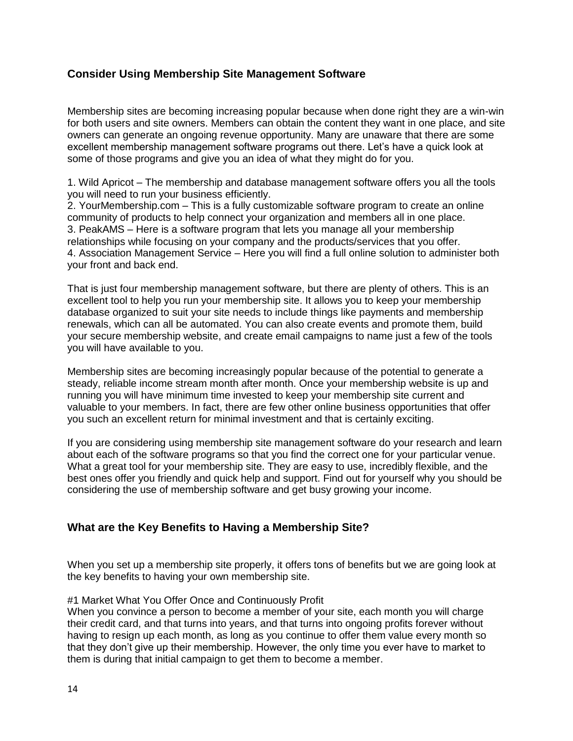## Consider Using Membership Site Management Software

Membership sites are becoming increasing popular because when done right they are a win-win for both users and site owners. Members can obtain the content they want in one place, and site owners can generate an ongoing revenue opportunity. Many are unaware that there are some excellent membership management software programs out there. Let's have a quick look at some of those programs and give you an idea of what they might do for you.

1. Wild Apricot – The membership and database management software offers you all the tools you will need to run your business efficiently.
2. YourMembership.com – This is a fully customizable software program to create an online community of products to help connect your organization and members all in one place.
3. PeakAMS – Here is a software program that lets you manage all your membership relationships while focusing on your company and the products/services that you offer.
4. Association Management Service – Here you will find a full online solution to administer both your front and back end.

That is just four membership management software, but there are plenty of others. This is an excellent tool to help you run your membership site. It allows you to keep your membership database organized to suit your site needs to include things like payments and membership renewals, which can all be automated. You can also create events and promote them, build your secure membership website, and create email campaigns to name just a few of the tools you will have available to you.

Membership sites are becoming increasingly popular because of the potential to generate a steady, reliable income stream month after month. Once your membership website is up and running you will have minimum time invested to keep your membership site current and valuable to your members. In fact, there are few other online business opportunities that offer you such an excellent return for minimal investment and that is certainly exciting.

If you are considering using membership site management software do your research and learn about each of the software programs so that you find the correct one for your particular venue. What a great tool for your membership site. They are easy to use, incredibly flexible, and the best ones offer you friendly and quick help and support. Find out for yourself why you should be considering the use of membership software and get busy growing your income.

## What are the Key Benefits to Having a Membership Site?

When you set up a membership site properly, it offers tons of benefits but we are going look at the key benefits to having your own membership site.

#1 Market What You Offer Once and Continuously Profit
When you convince a person to become a member of your site, each month you will charge their credit card, and that turns into years, and that turns into ongoing profits forever without having to resign up each month, as long as you continue to offer them value every month so that they don't give up their membership. However, the only time you ever have to market to them is during that initial campaign to get them to become a member.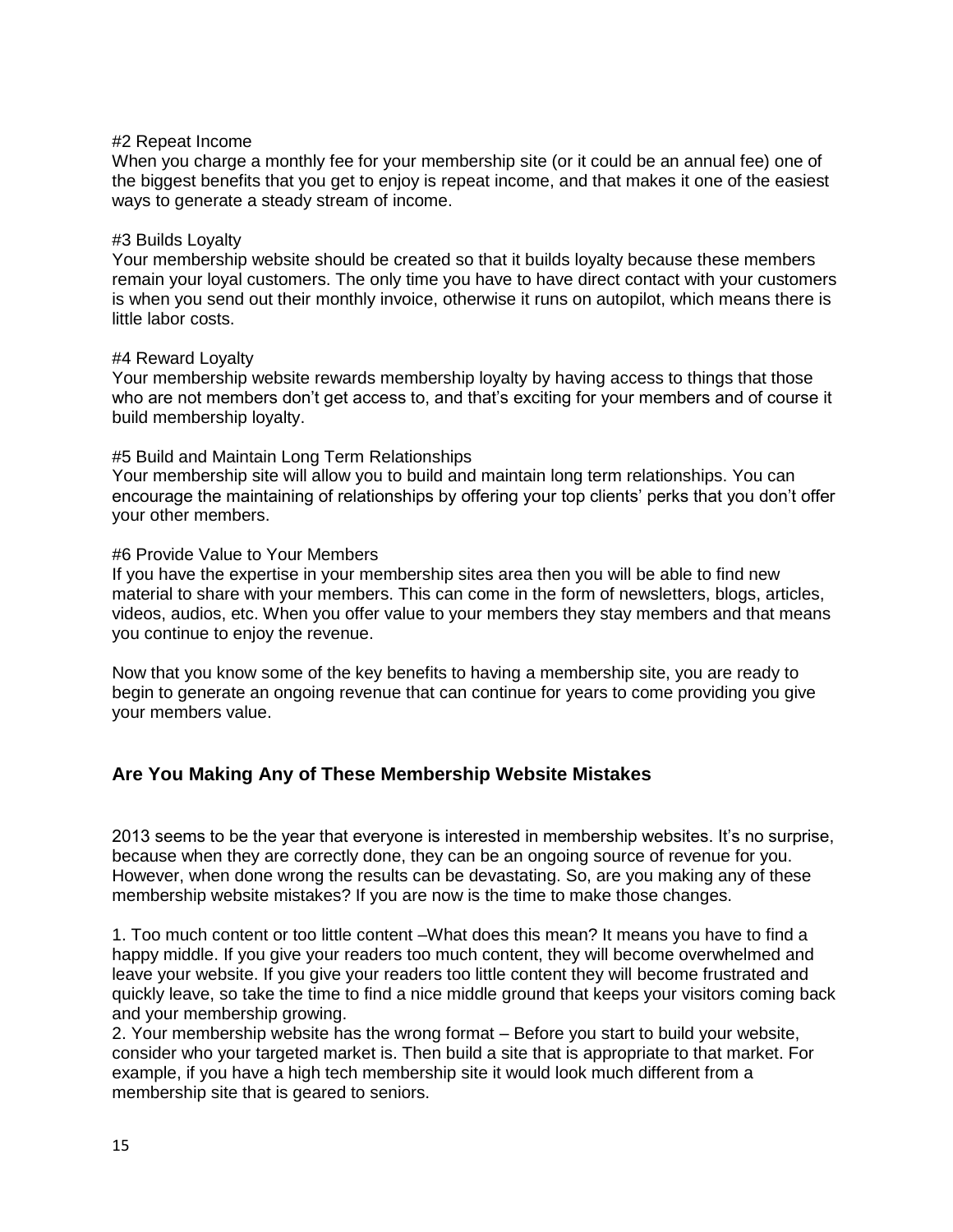#2 Repeat Income

When you charge a monthly fee for your membership site (or it could be an annual fee) one of the biggest benefits that you get to enjoy is repeat income, and that makes it one of the easiest ways to generate a steady stream of income.

#3 Builds Loyalty

Your membership website should be created so that it builds loyalty because these members remain your loyal customers. The only time you have to have direct contact with your customers is when you send out their monthly invoice, otherwise it runs on autopilot, which means there is little labor costs.

#4 Reward Loyalty

Your membership website rewards membership loyalty by having access to things that those who are not members don't get access to, and that's exciting for your members and of course it build membership loyalty.

#5 Build and Maintain Long Term Relationships

Your membership site will allow you to build and maintain long term relationships. You can encourage the maintaining of relationships by offering your top clients' perks that you don't offer your other members.

#6 Provide Value to Your Members

If you have the expertise in your membership sites area then you will be able to find new material to share with your members. This can come in the form of newsletters, blogs, articles, videos, audios, etc. When you offer value to your members they stay members and that means you continue to enjoy the revenue.

Now that you know some of the key benefits to having a membership site, you are ready to begin to generate an ongoing revenue that can continue for years to come providing you give your members value.

## Are You Making Any of These Membership Website Mistakes

2013 seems to be the year that everyone is interested in membership websites. It's no surprise, because when they are correctly done, they can be an ongoing source of revenue for you. However, when done wrong the results can be devastating. So, are you making any of these membership website mistakes? If you are now is the time to make those changes.

1. Too much content or too little content –What does this mean? It means you have to find a happy middle. If you give your readers too much content, they will become overwhelmed and leave your website. If you give your readers too little content they will become frustrated and quickly leave, so take the time to find a nice middle ground that keeps your visitors coming back and your membership growing.
2. Your membership website has the wrong format – Before you start to build your website, consider who your targeted market is. Then build a site that is appropriate to that market. For example, if you have a high tech membership site it would look much different from a membership site that is geared to seniors.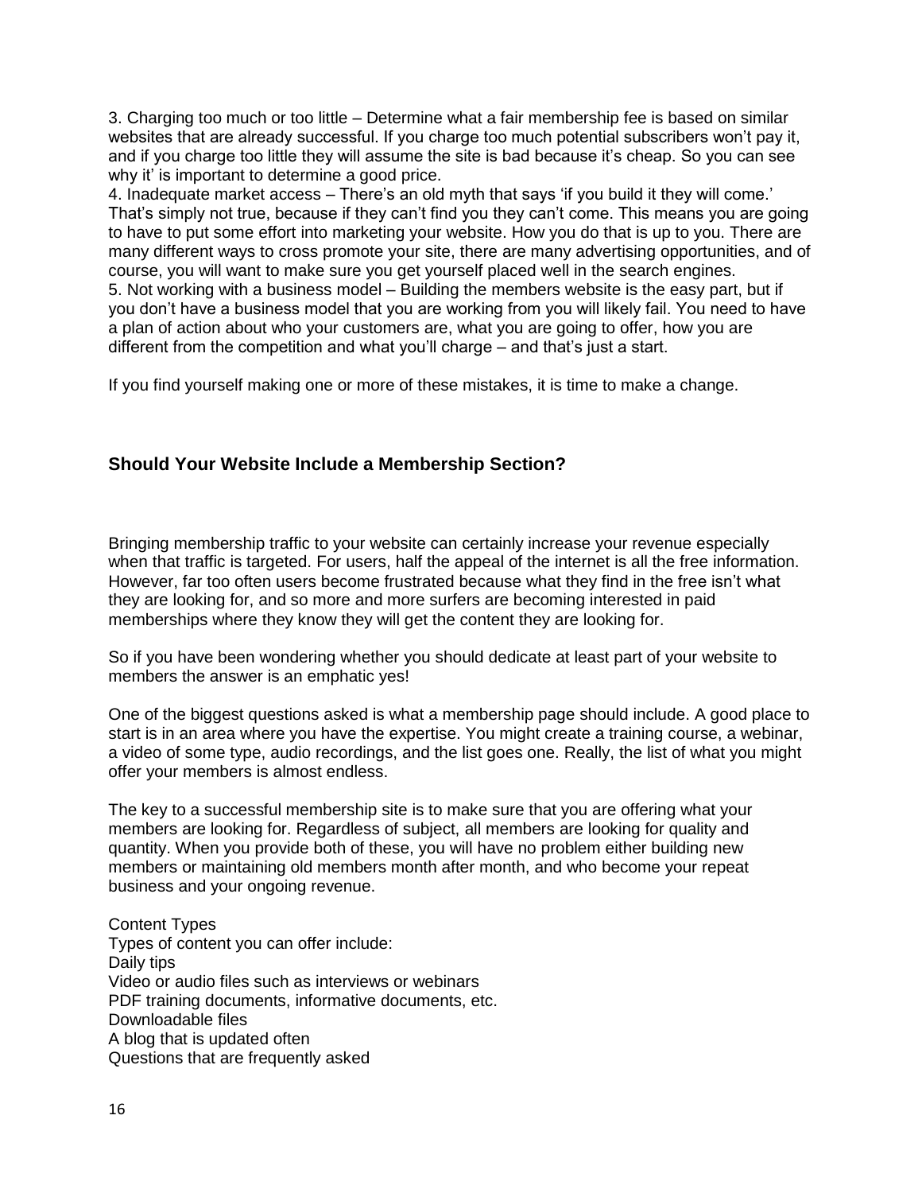3. Charging too much or too little – Determine what a fair membership fee is based on similar websites that are already successful. If you charge too much potential subscribers won't pay it, and if you charge too little they will assume the site is bad because it's cheap. So you can see why it' is important to determine a good price.

4. Inadequate market access – There's an old myth that says 'if you build it they will come.' That's simply not true, because if they can't find you they can't come. This means you are going to have to put some effort into marketing your website. How you do that is up to you. There are many different ways to cross promote your site, there are many advertising opportunities, and of course, you will want to make sure you get yourself placed well in the search engines.

5. Not working with a business model – Building the members website is the easy part, but if you don't have a business model that you are working from you will likely fail. You need to have a plan of action about who your customers are, what you are going to offer, how you are different from the competition and what you'll charge – and that's just a start.

If you find yourself making one or more of these mistakes, it is time to make a change.

## Should Your Website Include a Membership Section?

Bringing membership traffic to your website can certainly increase your revenue especially when that traffic is targeted. For users, half the appeal of the internet is all the free information. However, far too often users become frustrated because what they find in the free isn't what they are looking for, and so more and more surfers are becoming interested in paid memberships where they know they will get the content they are looking for.

So if you have been wondering whether you should dedicate at least part of your website to members the answer is an emphatic yes!

One of the biggest questions asked is what a membership page should include. A good place to start is in an area where you have the expertise. You might create a training course, a webinar, a video of some type, audio recordings, and the list goes one. Really, the list of what you might offer your members is almost endless.

The key to a successful membership site is to make sure that you are offering what your members are looking for. Regardless of subject, all members are looking for quality and quantity. When you provide both of these, you will have no problem either building new members or maintaining old members month after month, and who become your repeat business and your ongoing revenue.

Content Types

Types of content you can offer include:

Daily tips

Video or audio files such as interviews or webinars

PDF training documents, informative documents, etc.

Downloadable files

A blog that is updated often

Questions that are frequently asked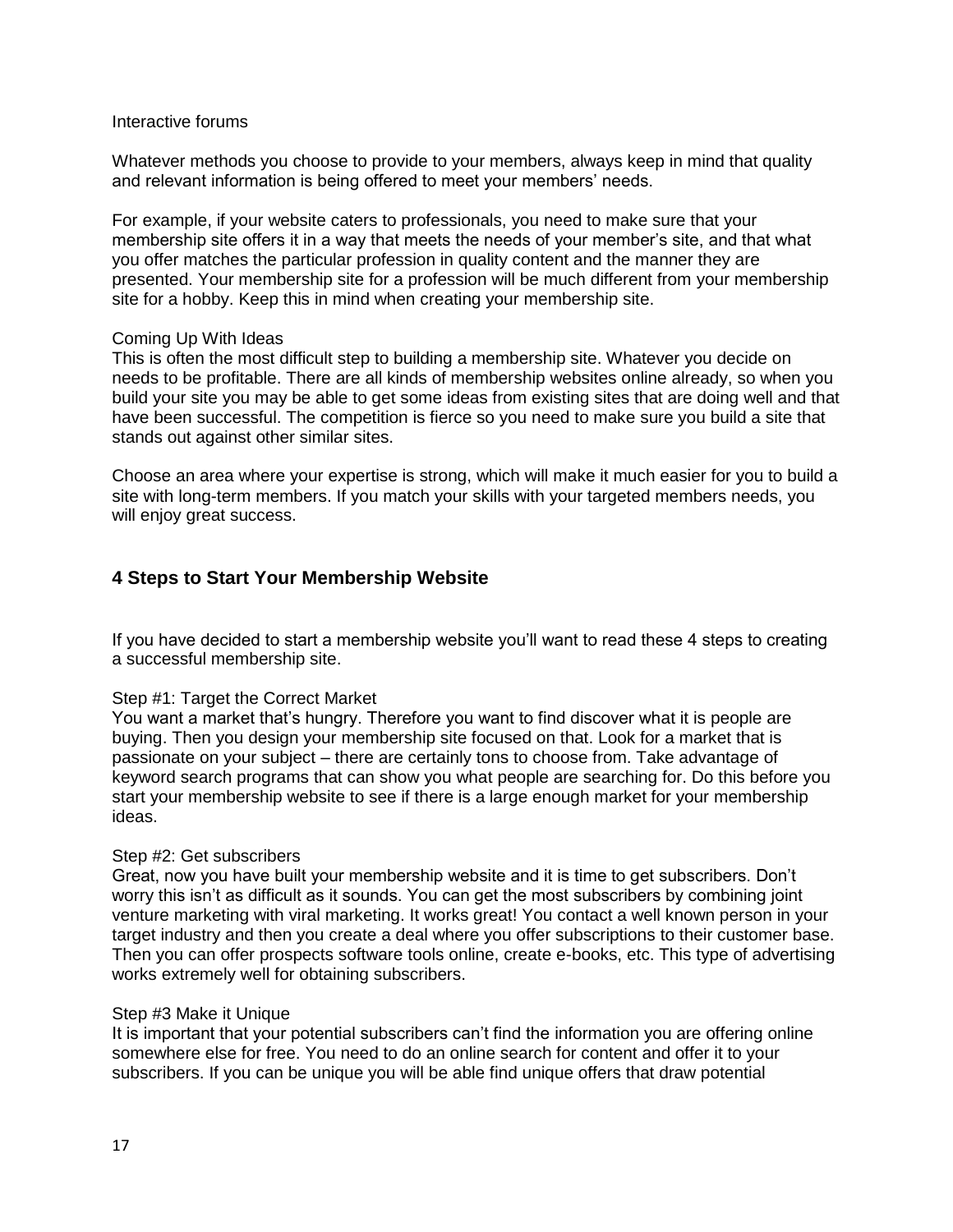Interactive forums

Whatever methods you choose to provide to your members, always keep in mind that quality and relevant information is being offered to meet your members' needs.

For example, if your website caters to professionals, you need to make sure that your membership site offers it in a way that meets the needs of your member's site, and that what you offer matches the particular profession in quality content and the manner they are presented. Your membership site for a profession will be much different from your membership site for a hobby. Keep this in mind when creating your membership site.

Coming Up With Ideas
This is often the most difficult step to building a membership site. Whatever you decide on needs to be profitable. There are all kinds of membership websites online already, so when you build your site you may be able to get some ideas from existing sites that are doing well and that have been successful. The competition is fierce so you need to make sure you build a site that stands out against other similar sites.

Choose an area where your expertise is strong, which will make it much easier for you to build a site with long-term members. If you match your skills with your targeted members needs, you will enjoy great success.

## 4 Steps to Start Your Membership Website

If you have decided to start a membership website you'll want to read these 4 steps to creating a successful membership site.

Step #1: Target the Correct Market
You want a market that's hungry. Therefore you want to find discover what it is people are buying. Then you design your membership site focused on that. Look for a market that is passionate on your subject – there are certainly tons to choose from. Take advantage of keyword search programs that can show you what people are searching for. Do this before you start your membership website to see if there is a large enough market for your membership ideas.

Step #2: Get subscribers
Great, now you have built your membership website and it is time to get subscribers. Don't worry this isn't as difficult as it sounds. You can get the most subscribers by combining joint venture marketing with viral marketing. It works great! You contact a well known person in your target industry and then you create a deal where you offer subscriptions to their customer base. Then you can offer prospects software tools online, create e-books, etc. This type of advertising works extremely well for obtaining subscribers.

Step #3 Make it Unique
It is important that your potential subscribers can't find the information you are offering online somewhere else for free. You need to do an online search for content and offer it to your subscribers. If you can be unique you will be able find unique offers that draw potential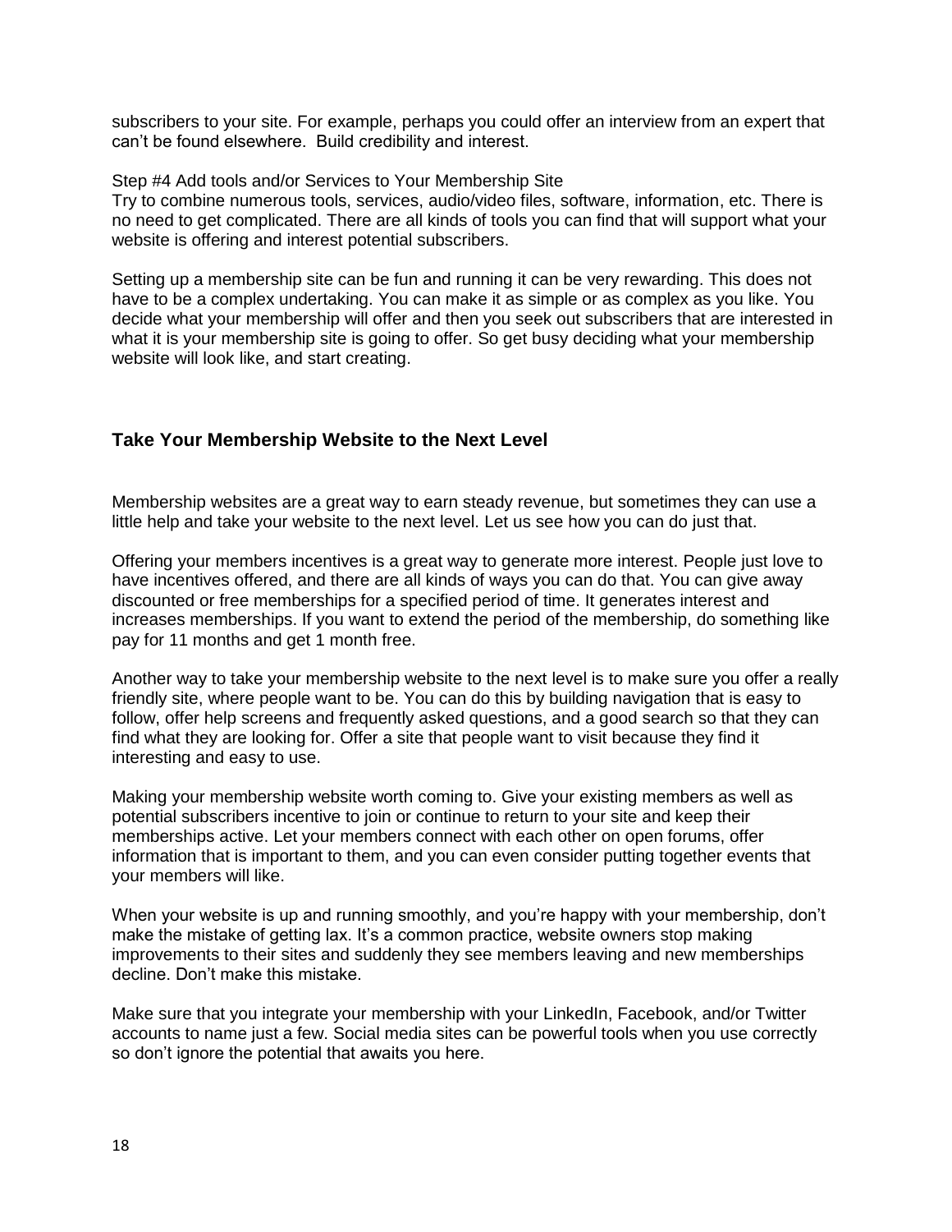subscribers to your site. For example, perhaps you could offer an interview from an expert that can't be found elsewhere.  Build credibility and interest.

Step #4 Add tools and/or Services to Your Membership Site
Try to combine numerous tools, services, audio/video files, software, information, etc. There is no need to get complicated. There are all kinds of tools you can find that will support what your website is offering and interest potential subscribers.

Setting up a membership site can be fun and running it can be very rewarding. This does not have to be a complex undertaking. You can make it as simple or as complex as you like. You decide what your membership will offer and then you seek out subscribers that are interested in what it is your membership site is going to offer. So get busy deciding what your membership website will look like, and start creating.

## Take Your Membership Website to the Next Level

Membership websites are a great way to earn steady revenue, but sometimes they can use a little help and take your website to the next level. Let us see how you can do just that.

Offering your members incentives is a great way to generate more interest. People just love to have incentives offered, and there are all kinds of ways you can do that. You can give away discounted or free memberships for a specified period of time. It generates interest and increases memberships. If you want to extend the period of the membership, do something like pay for 11 months and get 1 month free.

Another way to take your membership website to the next level is to make sure you offer a really friendly site, where people want to be. You can do this by building navigation that is easy to follow, offer help screens and frequently asked questions, and a good search so that they can find what they are looking for. Offer a site that people want to visit because they find it interesting and easy to use.

Making your membership website worth coming to. Give your existing members as well as potential subscribers incentive to join or continue to return to your site and keep their memberships active. Let your members connect with each other on open forums, offer information that is important to them, and you can even consider putting together events that your members will like.

When your website is up and running smoothly, and you're happy with your membership, don't make the mistake of getting lax. It's a common practice, website owners stop making improvements to their sites and suddenly they see members leaving and new memberships decline. Don't make this mistake.

Make sure that you integrate your membership with your LinkedIn, Facebook, and/or Twitter accounts to name just a few. Social media sites can be powerful tools when you use correctly so don't ignore the potential that awaits you here.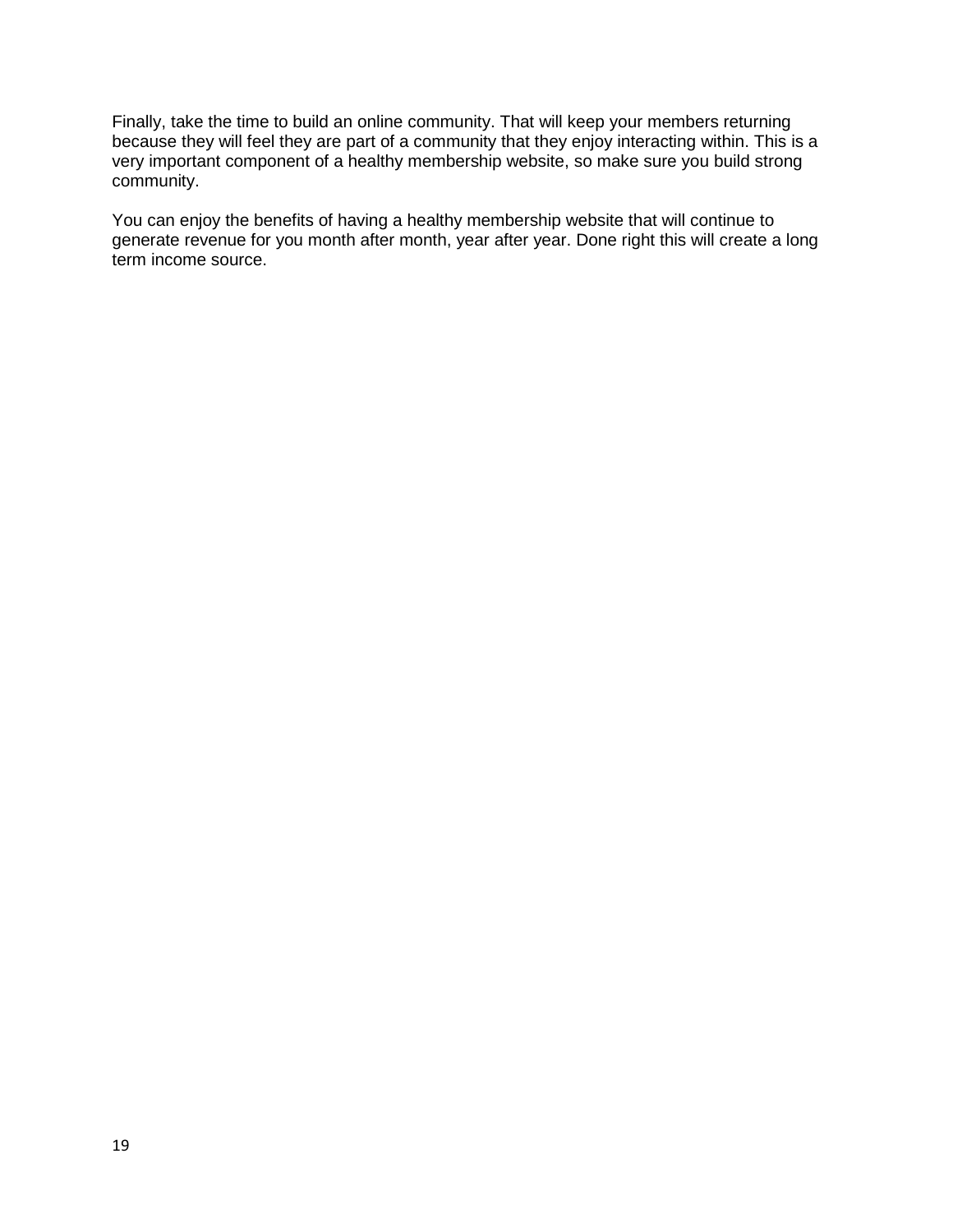Finally, take the time to build an online community. That will keep your members returning because they will feel they are part of a community that they enjoy interacting within. This is a very important component of a healthy membership website, so make sure you build strong community.

You can enjoy the benefits of having a healthy membership website that will continue to generate revenue for you month after month, year after year. Done right this will create a long term income source.